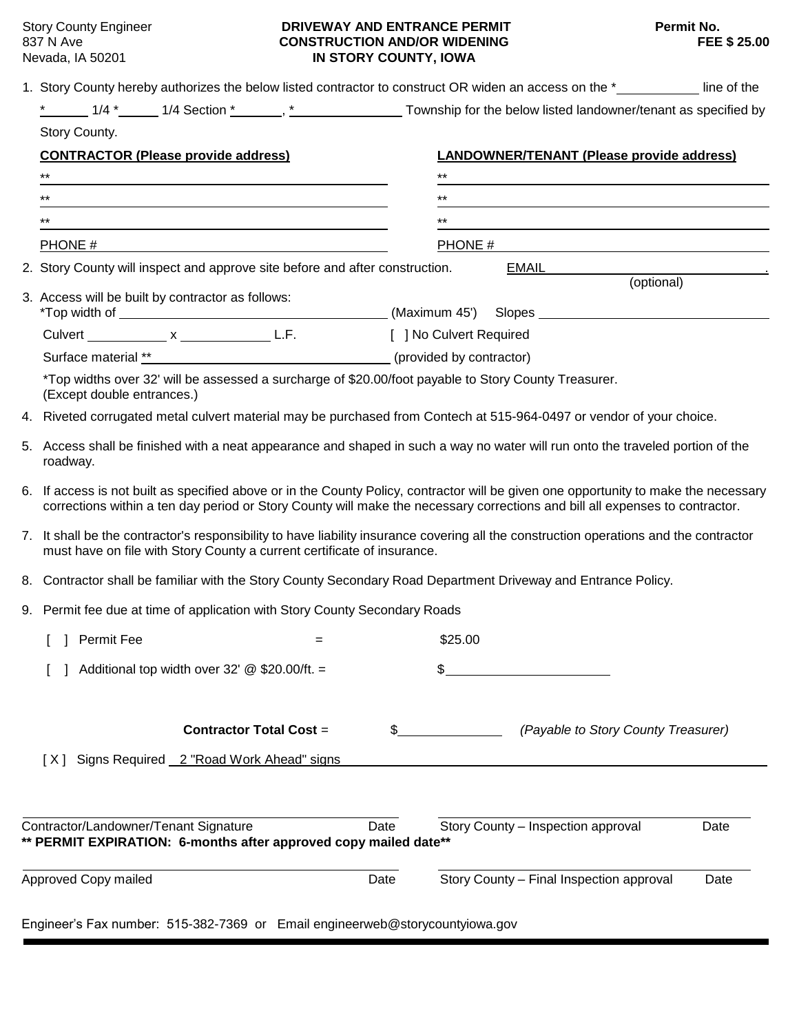Story County Engineer
837 N Ave
Nevada, IA 50201

**DRIVEWAY AND ENTRANCE PERMIT**
**CONSTRUCTION AND/OR WIDENING**
**IN STORY COUNTY, IOWA**

**Permit No.**
**FEE $ 25.00**

1. Story County hereby authorizes the below listed contractor to construct OR widen an access on the *__________ line of the *______ 1/4 *______ 1/4 Section *______, *______________ Township for the below listed landowner/tenant as specified by Story County.

| **CONTRACTOR (Please provide address)** | **LANDOWNER/TENANT (Please provide address)** |
|---|---|
| ** | ** |
| ** | ** |
| ** | ** |
| PHONE # | PHONE # |

2. Story County will inspect and approve site before and after construction. EMAIL______________________. (optional)

3. Access will be built by contractor as follows:
   *Top width of ______________________ (Maximum 45') Slopes ______________________
   Culvert __________ x __________ L.F. [ ] No Culvert Required
   Surface material **______________________ (provided by contractor)

   *Top widths over 32' will be assessed a surcharge of $20.00/foot payable to Story County Treasurer. (Except double entrances.)

4. Riveted corrugated metal culvert material may be purchased from Contech at 515-964-0497 or vendor of your choice.

5. Access shall be finished with a neat appearance and shaped in such a way no water will run onto the traveled portion of the roadway.

6. If access is not built as specified above or in the County Policy, contractor will be given one opportunity to make the necessary corrections within a ten day period or Story County will make the necessary corrections and bill all expenses to contractor.

7. It shall be the contractor's responsibility to have liability insurance covering all the construction operations and the contractor must have on file with Story County a current certificate of insurance.

8. Contractor shall be familiar with the Story County Secondary Road Department Driveway and Entrance Policy.

9. Permit fee due at time of application with Story County Secondary Roads

   [ ] Permit Fee = $25.00

   [ ] Additional top width over 32' @ $20.00/ft. = $______________

   **Contractor Total Cost** = $__________ *(Payable to Story County Treasurer)*

[ X ] Signs Required 2 "Road Work Ahead" signs

______________________ Date ______________________ Date
Contractor/Landowner/Tenant Signature — Date — Story County – Inspection approval — Date

**** PERMIT EXPIRATION: 6-months after approved copy mailed date****

______________________ Date ______________________ Date
Approved Copy mailed — Date — Story County – Final Inspection approval — Date

Engineer's Fax number: 515-382-7369 or Email engineerweb@storycountyiowa.gov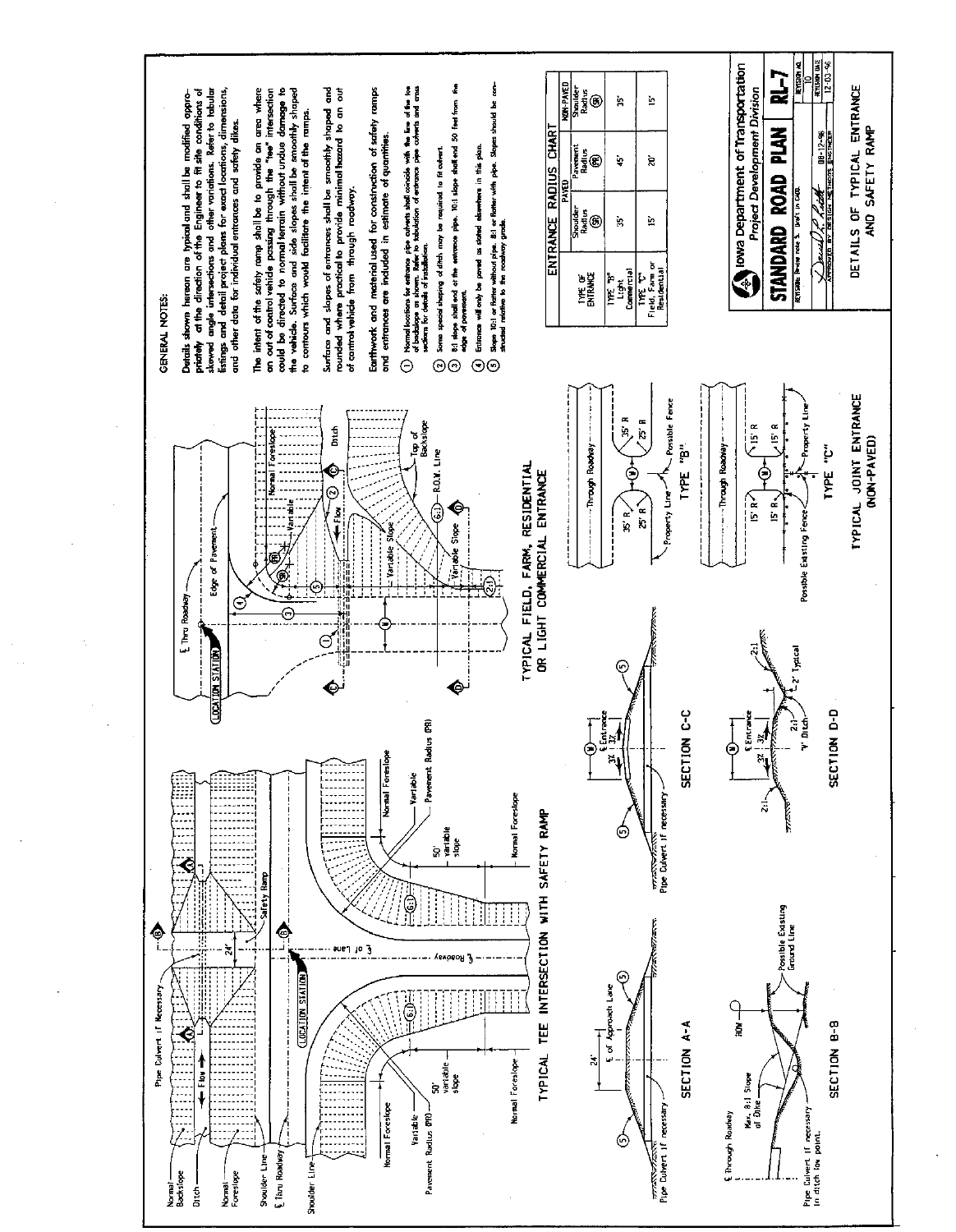## GENERAL NOTES:

Details shown hereon are typical and shall be modified appropriately at the direction of the Engineer to fit site conditions of skewed angle intersections and other variations. Refer to tabular listings and detail project plans for exact locations, dimensions, and other data for individual entrances and safety dikes.

The intent of the safety ramp shall be to provide an area where an out of control vehicle passing through the "tee" intersection could be directed to normal terrain without undue damage to the vehicle. Surface and side slopes shall be smoothly shaped to contours which would facilitate the intent of the ramps.

Surface and slopes of entrances shall be smoothly shaped and rounded where practical to provide minimal hazard to an out of control vehicle from through roadway.

Earthwork and material used for construction of safety ramps and entrances are included in estimate of quantities.

1. Normal locations for entrance pipe culverts shall coincide with the line of the toe of backslope as shown. Refer to tabulation of entrance pipe culverts and cross sections for details of installation.
2. Some special shaping of ditch may be required to fit culvert.
3. 8:1 slope shall end at the entrance pipe. 10:1 slope shall end 50 feet from the edge of pavement.
4. Entrance will only be paved as stated elsewhere in this plan.
5. Slope 10:1 or flatter without pipe. 8:1 or flatter with pipe. Slopes should be constructed relative to the roadway grade.

### ENTRANCE RADIUS CHART

| TYPE OF ENTRANCE | PAVED Shoulder Radius (SR) | PAVED Pavement Radius (PR) | NON-PAVED Shoulder Radius (SR) |
|---|---|---|---|
| TYPE "B" Light Commercial | 35' | 45' | 35' |
| TYPE "C" Field, Farm or Residential | 15' | 20' | 15' |

### TYPICAL TEE INTERSECTION WITH SAFETY RAMP

### TYPICAL FIELD, FARM, RESIDENTIAL OR LIGHT COMMERCIAL ENTRANCE

### TYPICAL JOINT ENTRANCE (NON-PAVED)

TYPE "B"

TYPE "C"

### SECTION A-A

### SECTION B-B

### SECTION C-C

### SECTION D-D

Iowa Department of Transportation
Project Development Division

**STANDARD ROAD PLAN RL-7**

REVISIONS: Revise note 5. Draft in CADD.

APPROVED BY DESIGN METHODS ENGINEER 08-12-98

REVISION NO. 10 — REVISION DATE 12-03-96

DETAILS OF TYPICAL ENTRANCE AND SAFETY RAMP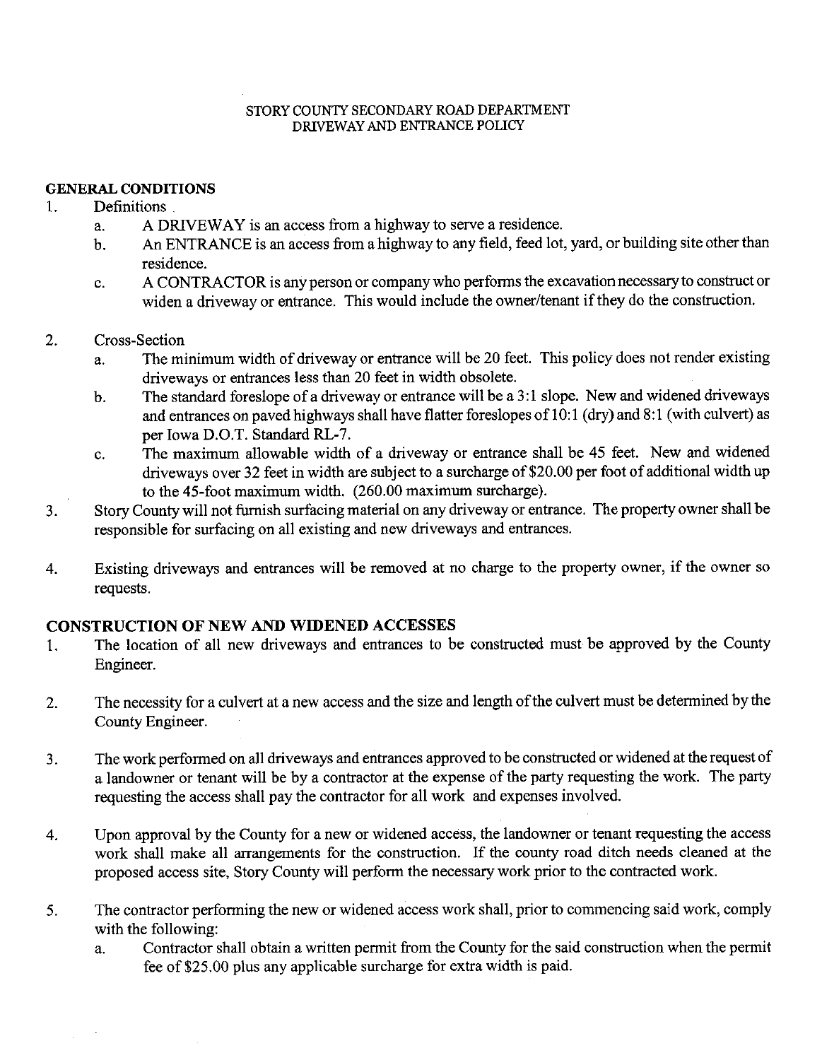STORY COUNTY SECONDARY ROAD DEPARTMENT
DRIVEWAY AND ENTRANCE POLICY

**GENERAL CONDITIONS**

1. Definitions
   a. A DRIVEWAY is an access from a highway to serve a residence.
   b. An ENTRANCE is an access from a highway to any field, feed lot, yard, or building site other than residence.
   c. A CONTRACTOR is any person or company who performs the excavation necessary to construct or widen a driveway or entrance. This would include the owner/tenant if they do the construction.

2. Cross-Section
   a. The minimum width of driveway or entrance will be 20 feet. This policy does not render existing driveways or entrances less than 20 feet in width obsolete.
   b. The standard foreslope of a driveway or entrance will be a 3:1 slope. New and widened driveways and entrances on paved highways shall have flatter foreslopes of 10:1 (dry) and 8:1 (with culvert) as per Iowa D.O.T. Standard RL-7.
   c. The maximum allowable width of a driveway or entrance shall be 45 feet. New and widened driveways over 32 feet in width are subject to a surcharge of $20.00 per foot of additional width up to the 45-foot maximum width. (260.00 maximum surcharge).

3. Story County will not furnish surfacing material on any driveway or entrance. The property owner shall be responsible for surfacing on all existing and new driveways and entrances.

4. Existing driveways and entrances will be removed at no charge to the property owner, if the owner so requests.

**CONSTRUCTION OF NEW AND WIDENED ACCESSES**

1. The location of all new driveways and entrances to be constructed must be approved by the County Engineer.

2. The necessity for a culvert at a new access and the size and length of the culvert must be determined by the County Engineer.

3. The work performed on all driveways and entrances approved to be constructed or widened at the request of a landowner or tenant will be by a contractor at the expense of the party requesting the work. The party requesting the access shall pay the contractor for all work and expenses involved.

4. Upon approval by the County for a new or widened access, the landowner or tenant requesting the access work shall make all arrangements for the construction. If the county road ditch needs cleaned at the proposed access site, Story County will perform the necessary work prior to the contracted work.

5. The contractor performing the new or widened access work shall, prior to commencing said work, comply with the following:
   a. Contractor shall obtain a written permit from the County for the said construction when the permit fee of $25.00 plus any applicable surcharge for extra width is paid.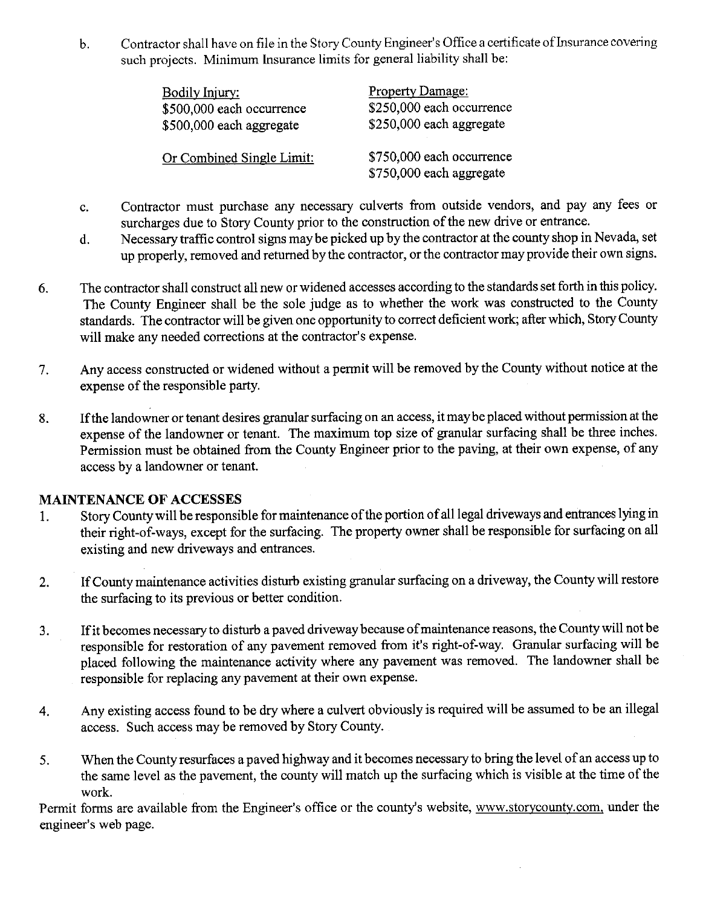b. Contractor shall have on file in the Story County Engineer's Office a certificate of Insurance covering such projects. Minimum Insurance limits for general liability shall be:

| | |
|---|---|
| Bodily Injury: | Property Damage: |
| $500,000 each occurrence | $250,000 each occurrence |
| $500,000 each aggregate | $250,000 each aggregate |
| Or Combined Single Limit: | $750,000 each occurrence |
| | $750,000 each aggregate |

c. Contractor must purchase any necessary culverts from outside vendors, and pay any fees or surcharges due to Story County prior to the construction of the new drive or entrance.

d. Necessary traffic control signs may be picked up by the contractor at the county shop in Nevada, set up properly, removed and returned by the contractor, or the contractor may provide their own signs.

6. The contractor shall construct all new or widened accesses according to the standards set forth in this policy. The County Engineer shall be the sole judge as to whether the work was constructed to the County standards. The contractor will be given one opportunity to correct deficient work; after which, Story County will make any needed corrections at the contractor's expense.

7. Any access constructed or widened without a permit will be removed by the County without notice at the expense of the responsible party.

8. If the landowner or tenant desires granular surfacing on an access, it may be placed without permission at the expense of the landowner or tenant. The maximum top size of granular surfacing shall be three inches. Permission must be obtained from the County Engineer prior to the paving, at their own expense, of any access by a landowner or tenant.

## MAINTENANCE OF ACCESSES

1. Story County will be responsible for maintenance of the portion of all legal driveways and entrances lying in their right-of-ways, except for the surfacing. The property owner shall be responsible for surfacing on all existing and new driveways and entrances.

2. If County maintenance activities disturb existing granular surfacing on a driveway, the County will restore the surfacing to its previous or better condition.

3. If it becomes necessary to disturb a paved driveway because of maintenance reasons, the County will not be responsible for restoration of any pavement removed from it's right-of-way. Granular surfacing will be placed following the maintenance activity where any pavement was removed. The landowner shall be responsible for replacing any pavement at their own expense.

4. Any existing access found to be dry where a culvert obviously is required will be assumed to be an illegal access. Such access may be removed by Story County.

5. When the County resurfaces a paved highway and it becomes necessary to bring the level of an access up to the same level as the pavement, the county will match up the surfacing which is visible at the time of the work.

Permit forms are available from the Engineer's office or the county's website, www.storycounty.com, under the engineer's web page.